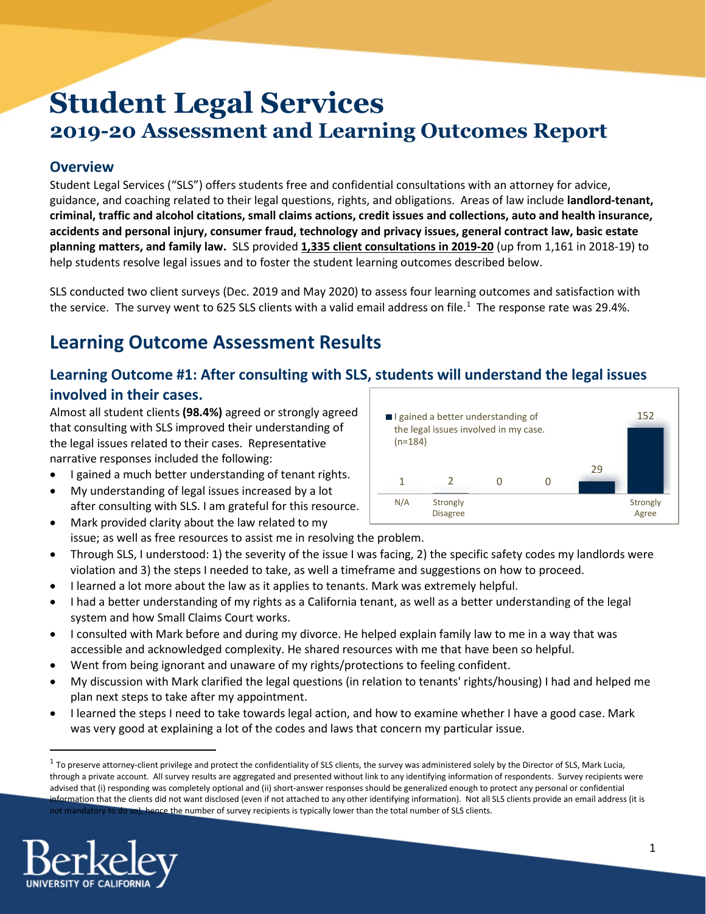# Student Legal Services

## 2019-20 Assessment and Learning Outcomes Report

### Overview

Student Legal Services ("SLS") offers students free and confidential consultations with an attorney for advice, guidance, and coaching related to their legal questions, rights, and obligations. Areas of law include **landlord-tenant, criminal, traffic and alcohol citations, small claims actions, credit issues and collections, auto and health insurance, accidents and personal injury, consumer fraud, technology and privacy issues, general contract law, basic estate planning matters, and family law.** SLS provided **1,335 client consultations in 2019-20** (up from 1,161 in 2018-19) to help students resolve legal issues and to foster the student learning outcomes described below.

SLS conducted two client surveys (Dec. 2019 and May 2020) to assess four learning outcomes and satisfaction with the service. The survey went to 625 SLS clients with a valid email address on file.[1] The response rate was 29.4%.

## Learning Outcome Assessment Results

### Learning Outcome #1: After consulting with SLS, students will understand the legal issues involved in their cases.

Almost all student clients **(98.4%)** agreed or strongly agreed that consulting with SLS improved their understanding of the legal issues related to their cases. Representative narrative responses included the following:

I gained a better understanding of the legal issues involved in my case. (n=184)

| N/A | Strongly Disagree | | | | Strongly Agree |
|---|---|---|---|---|---|
| 1 | 2 | 0 | 0 | 29 | 152 |

- I gained a much better understanding of tenant rights.
- My understanding of legal issues increased by a lot after consulting with SLS. I am grateful for this resource.
- Mark provided clarity about the law related to my issue; as well as free resources to assist me in resolving the problem.
- Through SLS, I understood: 1) the severity of the issue I was facing, 2) the specific safety codes my landlords were violation and 3) the steps I needed to take, as well a timeframe and suggestions on how to proceed.
- I learned a lot more about the law as it applies to tenants. Mark was extremely helpful.
- I had a better understanding of my rights as a California tenant, as well as a better understanding of the legal system and how Small Claims Court works.
- I consulted with Mark before and during my divorce. He helped explain family law to me in a way that was accessible and acknowledged complexity. He shared resources with me that have been so helpful.
- Went from being ignorant and unaware of my rights/protections to feeling confident.
- My discussion with Mark clarified the legal questions (in relation to tenants' rights/housing) I had and helped me plan next steps to take after my appointment.
- I learned the steps I need to take towards legal action, and how to examine whether I have a good case. Mark was very good at explaining a lot of the codes and laws that concern my particular issue.

[1] To preserve attorney-client privilege and protect the confidentiality of SLS clients, the survey was administered solely by the Director of SLS, Mark Lucia, through a private account. All survey results are aggregated and presented without link to any identifying information of respondents. Survey recipients were advised that (i) responding was completely optional and (ii) short-answer responses should be generalized enough to protect any personal or confidential information that the clients did not want disclosed (even if not attached to any other identifying information). Not all SLS clients provide an email address (it is not mandatory to do so), hence the number of survey recipients is typically lower than the total number of SLS clients.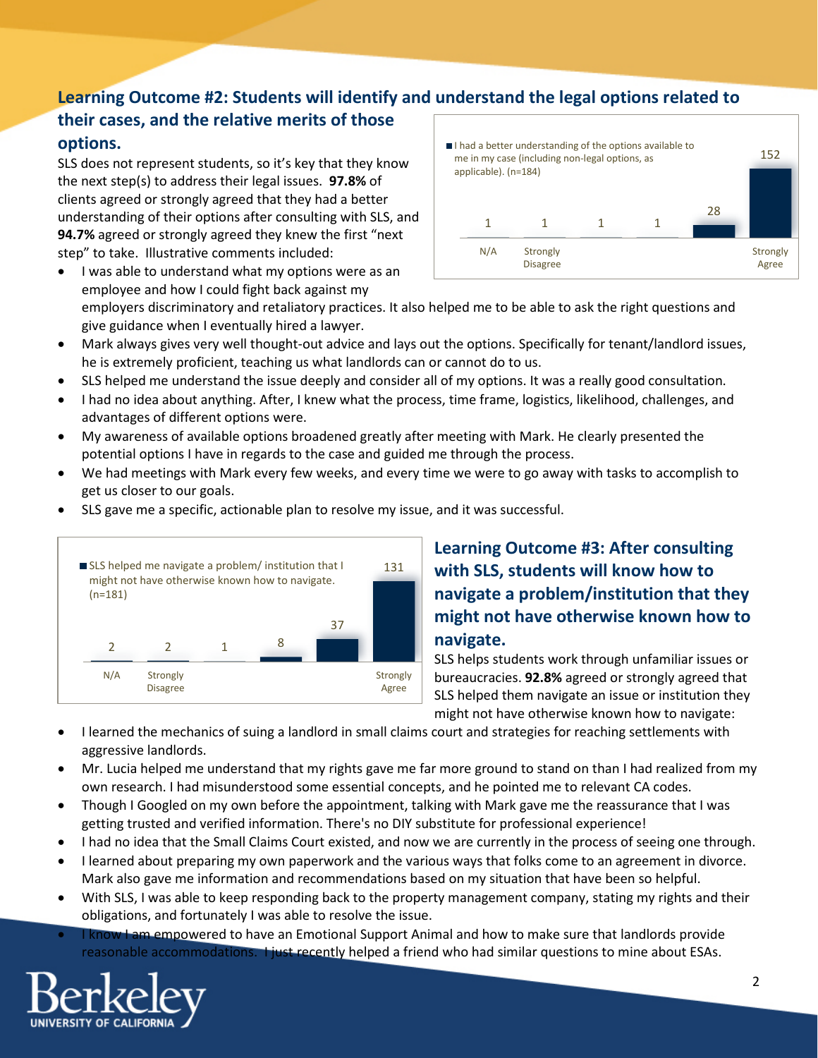## Learning Outcome #2: Students will identify and understand the legal options related to their cases, and the relative merits of those options.

SLS does not represent students, so it's key that they know the next step(s) to address their legal issues. **97.8%** of clients agreed or strongly agreed that they had a better understanding of their options after consulting with SLS, and **94.7%** agreed or strongly agreed they knew the first "next step" to take. Illustrative comments included:

I had a better understanding of the options available to me in my case (including non-legal options, as applicable). (n=184)

| N/A | Strongly Disagree | | | | Strongly Agree |
|---|---|---|---|---|---|
| 1 | 1 | 1 | 1 | 28 | 152 |

- I was able to understand what my options were as an employee and how I could fight back against my employers discriminatory and retaliatory practices. It also helped me to be able to ask the right questions and give guidance when I eventually hired a lawyer.
- Mark always gives very well thought-out advice and lays out the options. Specifically for tenant/landlord issues, he is extremely proficient, teaching us what landlords can or cannot do to us.
- SLS helped me understand the issue deeply and consider all of my options. It was a really good consultation.
- I had no idea about anything. After, I knew what the process, time frame, logistics, likelihood, challenges, and advantages of different options were.
- My awareness of available options broadened greatly after meeting with Mark. He clearly presented the potential options I have in regards to the case and guided me through the process.
- We had meetings with Mark every few weeks, and every time we were to go away with tasks to accomplish to get us closer to our goals.
- SLS gave me a specific, actionable plan to resolve my issue, and it was successful.

## Learning Outcome #3: After consulting with SLS, students will know how to navigate a problem/institution that they might not have otherwise known how to navigate.

SLS helped me navigate a problem/ institution that I might not have otherwise known how to navigate. (n=181)

| N/A | Strongly Disagree | | | | Strongly Agree |
|---|---|---|---|---|---|
| 2 | 2 | 1 | 8 | 37 | 131 |

SLS helps students work through unfamiliar issues or bureaucracies. **92.8%** agreed or strongly agreed that SLS helped them navigate an issue or institution they might not have otherwise known how to navigate:

- I learned the mechanics of suing a landlord in small claims court and strategies for reaching settlements with aggressive landlords.
- Mr. Lucia helped me understand that my rights gave me far more ground to stand on than I had realized from my own research. I had misunderstood some essential concepts, and he pointed me to relevant CA codes.
- Though I Googled on my own before the appointment, talking with Mark gave me the reassurance that I was getting trusted and verified information. There's no DIY substitute for professional experience!
- I had no idea that the Small Claims Court existed, and now we are currently in the process of seeing one through.
- I learned about preparing my own paperwork and the various ways that folks come to an agreement in divorce. Mark also gave me information and recommendations based on my situation that have been so helpful.
- With SLS, I was able to keep responding back to the property management company, stating my rights and their obligations, and fortunately I was able to resolve the issue.
- I know I am empowered to have an Emotional Support Animal and how to make sure that landlords provide reasonable accommodations. I just recently helped a friend who had similar questions to mine about ESAs.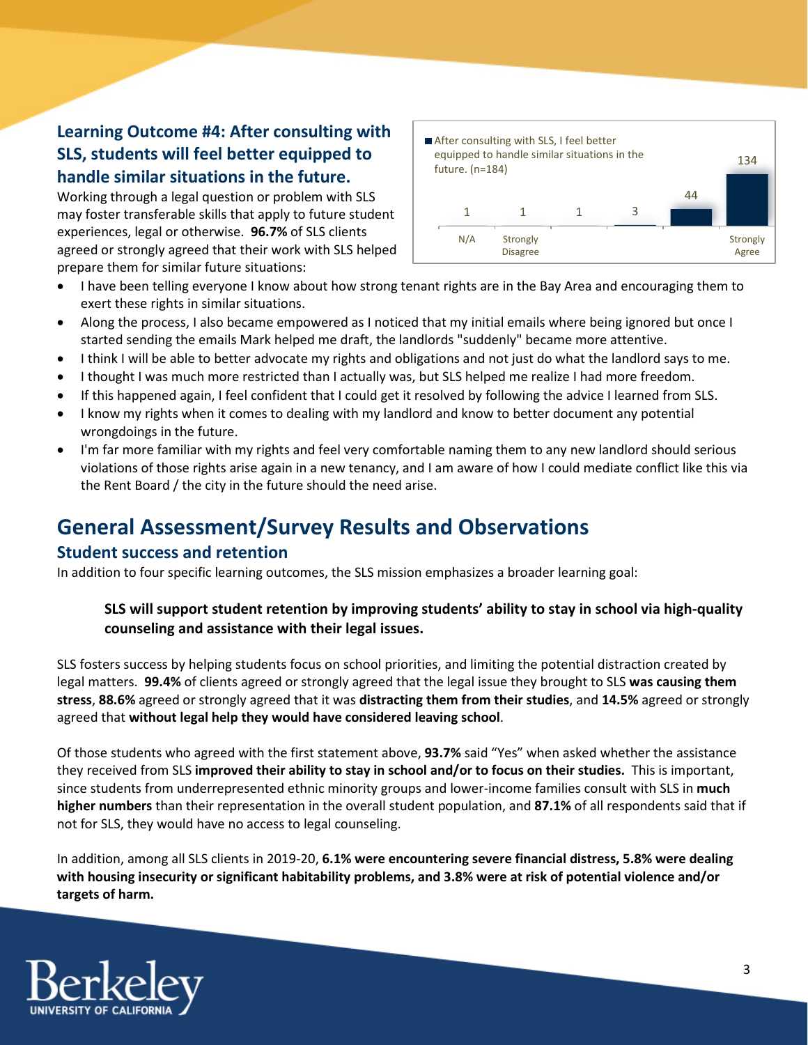### Learning Outcome #4: After consulting with SLS, students will feel better equipped to handle similar situations in the future.

Working through a legal question or problem with SLS may foster transferable skills that apply to future student experiences, legal or otherwise. **96.7%** of SLS clients agreed or strongly agreed that their work with SLS helped prepare them for similar future situations:

After consulting with SLS, I feel better equipped to handle similar situations in the future. (n=184)

| N/A | Strongly Disagree | | | | Strongly Agree |
|---|---|---|---|---|---|
| 1 | 1 | 1 | 3 | 44 | 134 |

- I have been telling everyone I know about how strong tenant rights are in the Bay Area and encouraging them to exert these rights in similar situations.
- Along the process, I also became empowered as I noticed that my initial emails where being ignored but once I started sending the emails Mark helped me draft, the landlords "suddenly" became more attentive.
- I think I will be able to better advocate my rights and obligations and not just do what the landlord says to me.
- I thought I was much more restricted than I actually was, but SLS helped me realize I had more freedom.
- If this happened again, I feel confident that I could get it resolved by following the advice I learned from SLS.
- I know my rights when it comes to dealing with my landlord and know to better document any potential wrongdoings in the future.
- I'm far more familiar with my rights and feel very comfortable naming them to any new landlord should serious violations of those rights arise again in a new tenancy, and I am aware of how I could mediate conflict like this via the Rent Board / the city in the future should the need arise.

## General Assessment/Survey Results and Observations

### Student success and retention

In addition to four specific learning outcomes, the SLS mission emphasizes a broader learning goal:

> **SLS will support student retention by improving students' ability to stay in school via high-quality counseling and assistance with their legal issues.**

SLS fosters success by helping students focus on school priorities, and limiting the potential distraction created by legal matters. **99.4%** of clients agreed or strongly agreed that the legal issue they brought to SLS **was causing them stress**, **88.6%** agreed or strongly agreed that it was **distracting them from their studies**, and **14.5%** agreed or strongly agreed that **without legal help they would have considered leaving school**.

Of those students who agreed with the first statement above, **93.7%** said "Yes" when asked whether the assistance they received from SLS **improved their ability to stay in school and/or to focus on their studies.** This is important, since students from underrepresented ethnic minority groups and lower-income families consult with SLS in **much higher numbers** than their representation in the overall student population, and **87.1%** of all respondents said that if not for SLS, they would have no access to legal counseling.

In addition, among all SLS clients in 2019-20, **6.1% were encountering severe financial distress, 5.8% were dealing with housing insecurity or significant habitability problems, and 3.8% were at risk of potential violence and/or targets of harm.**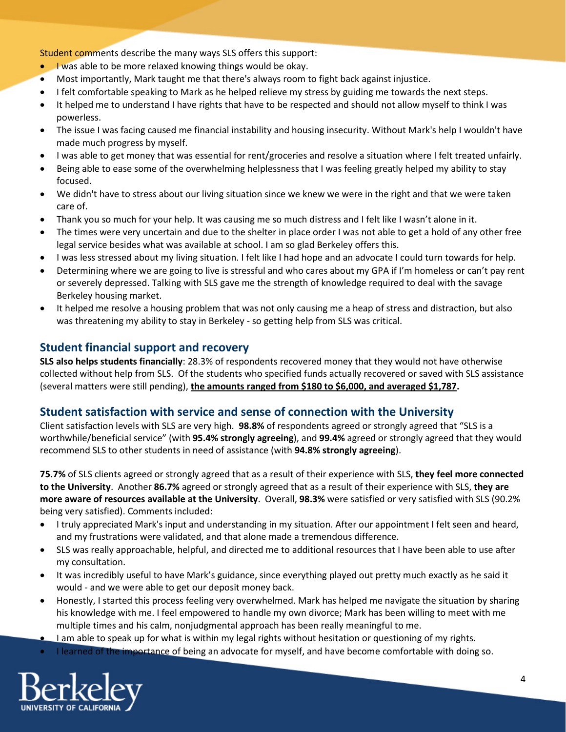Student comments describe the many ways SLS offers this support:

- I was able to be more relaxed knowing things would be okay.
- Most importantly, Mark taught me that there's always room to fight back against injustice.
- I felt comfortable speaking to Mark as he helped relieve my stress by guiding me towards the next steps.
- It helped me to understand I have rights that have to be respected and should not allow myself to think I was powerless.
- The issue I was facing caused me financial instability and housing insecurity. Without Mark's help I wouldn't have made much progress by myself.
- I was able to get money that was essential for rent/groceries and resolve a situation where I felt treated unfairly.
- Being able to ease some of the overwhelming helplessness that I was feeling greatly helped my ability to stay focused.
- We didn't have to stress about our living situation since we knew we were in the right and that we were taken care of.
- Thank you so much for your help. It was causing me so much distress and I felt like I wasn't alone in it.
- The times were very uncertain and due to the shelter in place order I was not able to get a hold of any other free legal service besides what was available at school. I am so glad Berkeley offers this.
- I was less stressed about my living situation. I felt like I had hope and an advocate I could turn towards for help.
- Determining where we are going to live is stressful and who cares about my GPA if I'm homeless or can't pay rent or severely depressed. Talking with SLS gave me the strength of knowledge required to deal with the savage Berkeley housing market.
- It helped me resolve a housing problem that was not only causing me a heap of stress and distraction, but also was threatening my ability to stay in Berkeley - so getting help from SLS was critical.

## Student financial support and recovery

**SLS also helps students financially**: 28.3% of respondents recovered money that they would not have otherwise collected without help from SLS. Of the students who specified funds actually recovered or saved with SLS assistance (several matters were still pending), **the amounts ranged from $180 to $6,000, and averaged $1,787.**

## Student satisfaction with service and sense of connection with the University

Client satisfaction levels with SLS are very high. **98.8%** of respondents agreed or strongly agreed that "SLS is a worthwhile/beneficial service" (with **95.4% strongly agreeing**), and **99.4%** agreed or strongly agreed that they would recommend SLS to other students in need of assistance (with **94.8% strongly agreeing**).

**75.7%** of SLS clients agreed or strongly agreed that as a result of their experience with SLS, **they feel more connected to the University**. Another **86.7%** agreed or strongly agreed that as a result of their experience with SLS, **they are more aware of resources available at the University**. Overall, **98.3%** were satisfied or very satisfied with SLS (90.2% being very satisfied). Comments included:

- I truly appreciated Mark's input and understanding in my situation. After our appointment I felt seen and heard, and my frustrations were validated, and that alone made a tremendous difference.
- SLS was really approachable, helpful, and directed me to additional resources that I have been able to use after my consultation.
- It was incredibly useful to have Mark's guidance, since everything played out pretty much exactly as he said it would - and we were able to get our deposit money back.
- Honestly, I started this process feeling very overwhelmed. Mark has helped me navigate the situation by sharing his knowledge with me. I feel empowered to handle my own divorce; Mark has been willing to meet with me multiple times and his calm, nonjudgmental approach has been really meaningful to me.
- I am able to speak up for what is within my legal rights without hesitation or questioning of my rights.
- I learned of the importance of being an advocate for myself, and have become comfortable with doing so.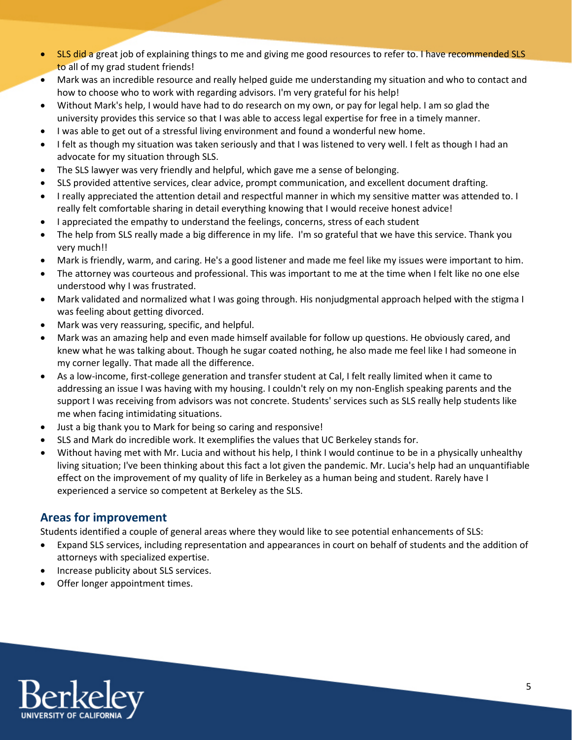- SLS did a great job of explaining things to me and giving me good resources to refer to. I have recommended SLS to all of my grad student friends!
- Mark was an incredible resource and really helped guide me understanding my situation and who to contact and how to choose who to work with regarding advisors. I'm very grateful for his help!
- Without Mark's help, I would have had to do research on my own, or pay for legal help. I am so glad the university provides this service so that I was able to access legal expertise for free in a timely manner.
- I was able to get out of a stressful living environment and found a wonderful new home.
- I felt as though my situation was taken seriously and that I was listened to very well. I felt as though I had an advocate for my situation through SLS.
- The SLS lawyer was very friendly and helpful, which gave me a sense of belonging.
- SLS provided attentive services, clear advice, prompt communication, and excellent document drafting.
- I really appreciated the attention detail and respectful manner in which my sensitive matter was attended to. I really felt comfortable sharing in detail everything knowing that I would receive honest advice!
- I appreciated the empathy to understand the feelings, concerns, stress of each student
- The help from SLS really made a big difference in my life. I'm so grateful that we have this service. Thank you very much!!
- Mark is friendly, warm, and caring. He's a good listener and made me feel like my issues were important to him.
- The attorney was courteous and professional. This was important to me at the time when I felt like no one else understood why I was frustrated.
- Mark validated and normalized what I was going through. His nonjudgmental approach helped with the stigma I was feeling about getting divorced.
- Mark was very reassuring, specific, and helpful.
- Mark was an amazing help and even made himself available for follow up questions. He obviously cared, and knew what he was talking about. Though he sugar coated nothing, he also made me feel like I had someone in my corner legally. That made all the difference.
- As a low-income, first-college generation and transfer student at Cal, I felt really limited when it came to addressing an issue I was having with my housing. I couldn't rely on my non-English speaking parents and the support I was receiving from advisors was not concrete. Students' services such as SLS really help students like me when facing intimidating situations.
- Just a big thank you to Mark for being so caring and responsive!
- SLS and Mark do incredible work. It exemplifies the values that UC Berkeley stands for.
- Without having met with Mr. Lucia and without his help, I think I would continue to be in a physically unhealthy living situation; I've been thinking about this fact a lot given the pandemic. Mr. Lucia's help had an unquantifiable effect on the improvement of my quality of life in Berkeley as a human being and student. Rarely have I experienced a service so competent at Berkeley as the SLS.

## Areas for improvement

Students identified a couple of general areas where they would like to see potential enhancements of SLS:

- Expand SLS services, including representation and appearances in court on behalf of students and the addition of attorneys with specialized expertise.
- Increase publicity about SLS services.
- Offer longer appointment times.